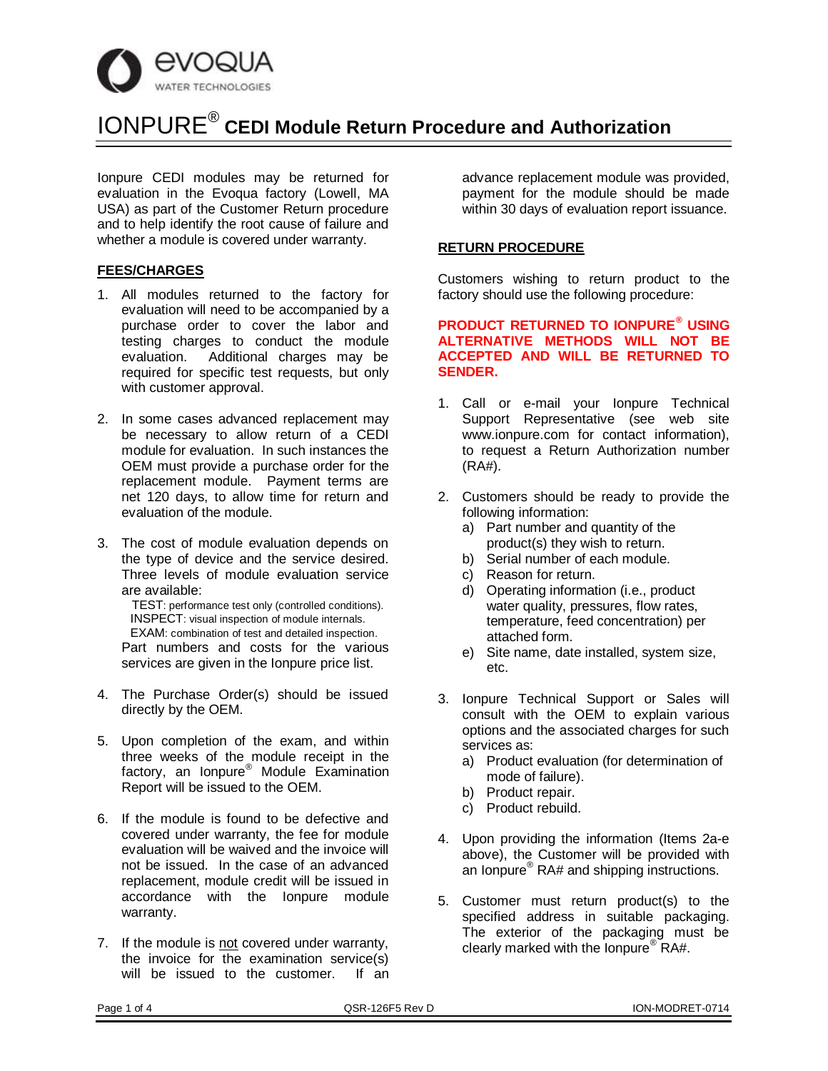# IONPURE® CEDI Module Return Procedure and Authorization

Ionpure CEDI modules may be returned for evaluation in the Evoqua factory (Lowell, MA USA) as part of the Customer Return procedure and to help identify the root cause of failure and whether a module is covered under warranty.

## FEES/CHARGES

1. All modules returned to the factory for evaluation will need to be accompanied by a purchase order to cover the labor and testing charges to conduct the module evaluation. Additional charges may be required for specific test requests, but only with customer approval.

2. In some cases advanced replacement may be necessary to allow return of a CEDI module for evaluation. In such instances the OEM must provide a purchase order for the replacement module. Payment terms are net 120 days, to allow time for return and evaluation of the module.

3. The cost of module evaluation depends on the type of device and the service desired. Three levels of module evaluation service are available:
   TEST: performance test only (controlled conditions).
   INSPECT: visual inspection of module internals.
   EXAM: combination of test and detailed inspection.
   Part numbers and costs for the various services are given in the Ionpure price list.

4. The Purchase Order(s) should be issued directly by the OEM.

5. Upon completion of the exam, and within three weeks of the module receipt in the factory, an Ionpure® Module Examination Report will be issued to the OEM.

6. If the module is found to be defective and covered under warranty, the fee for module evaluation will be waived and the invoice will not be issued. In the case of an advanced replacement, module credit will be issued in accordance with the Ionpure module warranty.

7. If the module is not covered under warranty, the invoice for the examination service(s) will be issued to the customer. If an advance replacement module was provided, payment for the module should be made within 30 days of evaluation report issuance.

## RETURN PROCEDURE

Customers wishing to return product to the factory should use the following procedure:

**PRODUCT RETURNED TO IONPURE® USING ALTERNATIVE METHODS WILL NOT BE ACCEPTED AND WILL BE RETURNED TO SENDER.**

1. Call or e-mail your Ionpure Technical Support Representative (see web site www.ionpure.com for contact information), to request a Return Authorization number (RA#).

2. Customers should be ready to provide the following information:
   a) Part number and quantity of the product(s) they wish to return.
   b) Serial number of each module.
   c) Reason for return.
   d) Operating information (i.e., product water quality, pressures, flow rates, temperature, feed concentration) per attached form.
   e) Site name, date installed, system size, etc.

3. Ionpure Technical Support or Sales will consult with the OEM to explain various options and the associated charges for such services as:
   a) Product evaluation (for determination of mode of failure).
   b) Product repair.
   c) Product rebuild.

4. Upon providing the information (Items 2a-e above), the Customer will be provided with an Ionpure® RA# and shipping instructions.

5. Customer must return product(s) to the specified address in suitable packaging. The exterior of the packaging must be clearly marked with the Ionpure® RA#.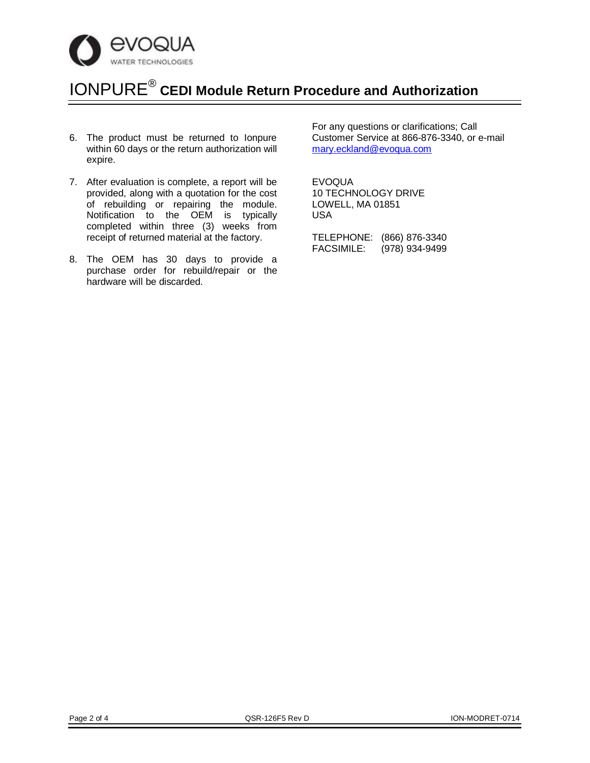# IONPURE® CEDI Module Return Procedure and Authorization

6. The product must be returned to Ionpure within 60 days or the return authorization will expire.

7. After evaluation is complete, a report will be provided, along with a quotation for the cost of rebuilding or repairing the module. Notification to the OEM is typically completed within three (3) weeks from receipt of returned material at the factory.

8. The OEM has 30 days to provide a purchase order for rebuild/repair or the hardware will be discarded.

For any questions or clarifications; Call Customer Service at 866-876-3340, or e-mail mary.eckland@evoqua.com

EVOQUA
10 TECHNOLOGY DRIVE
LOWELL, MA 01851
USA

TELEPHONE: (866) 876-3340
FACSIMILE: (978) 934-9499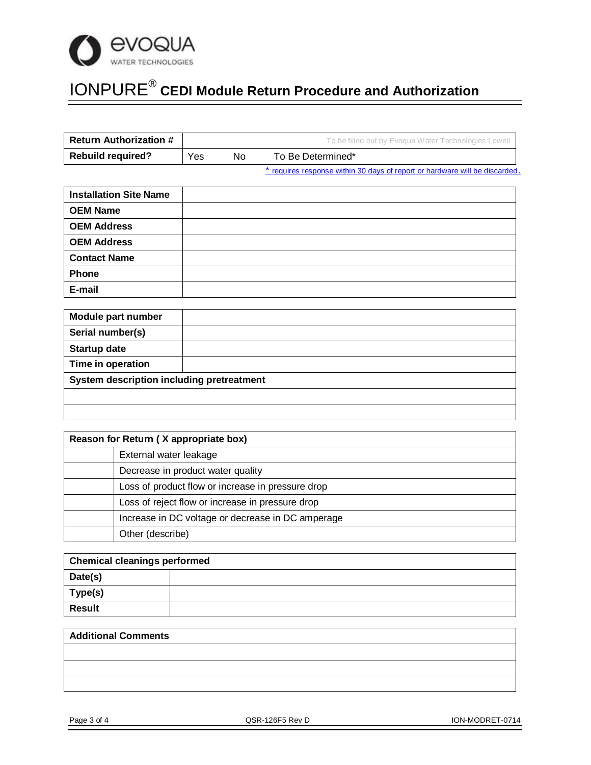# IONPURE® CEDI Module Return Procedure and Authorization

| Return Authorization # | To be filled out by Evoqua Water Technologies Lowell | | |
|---|---|---|---|
| **Rebuild required?** | Yes | No | To Be Determined* |

\* requires response within 30 days of report or hardware will be discarded.

| Installation Site Name | |
|---|---|
| **OEM Name** | |
| **OEM Address** | |
| **OEM Address** | |
| **Contact Name** | |
| **Phone** | |
| **E-mail** | |

| Module part number | |
|---|---|
| **Serial number(s)** | |
| **Startup date** | |
| **Time in operation** | |
| **System description including pretreatment** | |
| | |
| | |

| Reason for Return ( X appropriate box) | |
|---|---|
| | External water leakage |
| | Decrease in product water quality |
| | Loss of product flow or increase in pressure drop |
| | Loss of reject flow or increase in pressure drop |
| | Increase in DC voltage or decrease in DC amperage |
| | Other (describe) |

| Chemical cleanings performed | |
|---|---|
| **Date(s)** | |
| **Type(s)** | |
| **Result** | |

| Additional Comments |
|---|
| |
| |
| |

QSR-126F5 Rev D

ION-MODRET-0714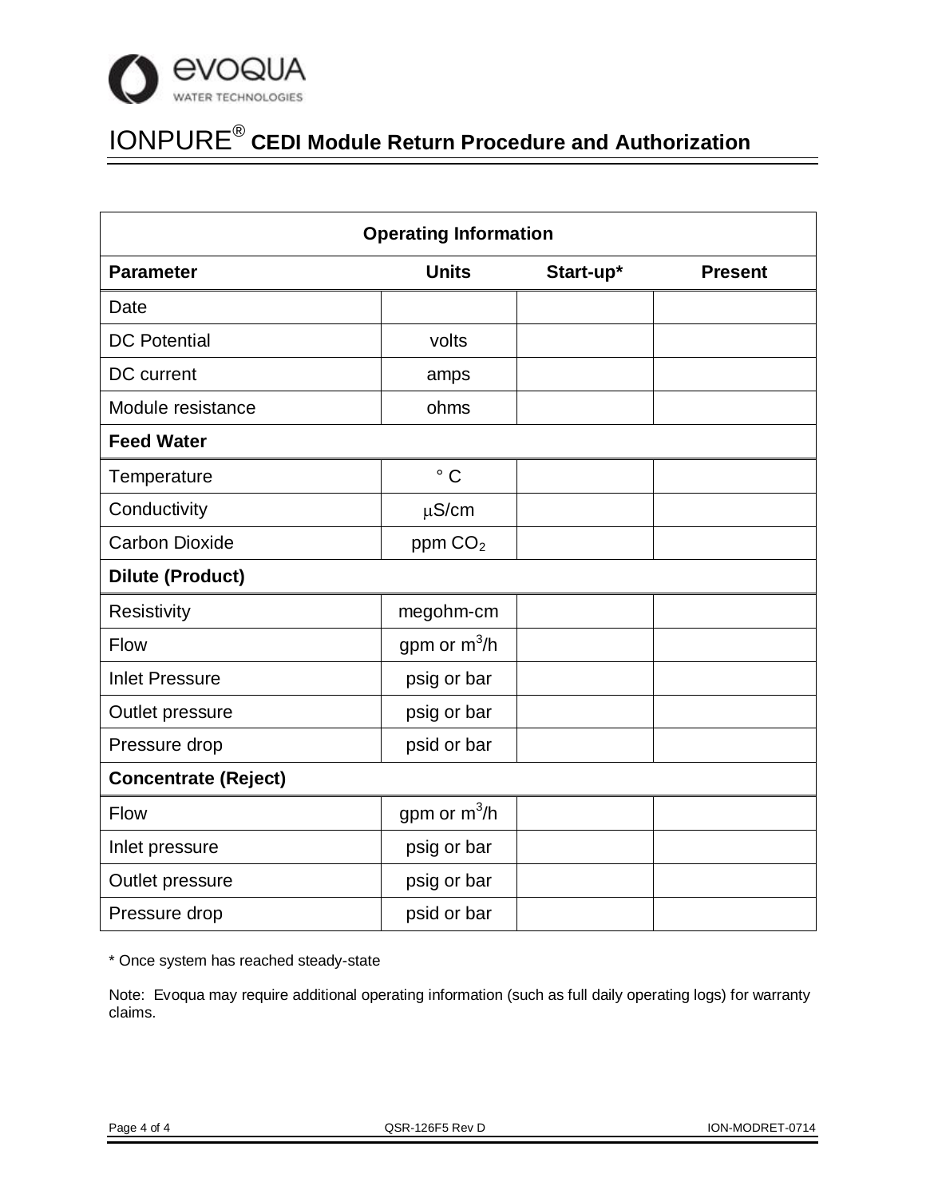# IONPURE® CEDI Module Return Procedure and Authorization

| Operating Information | | | |
|---|---|---|---|
| **Parameter** | **Units** | **Start-up*** | **Present** |
| Date | | | |
| DC Potential | volts | | |
| DC current | amps | | |
| Module resistance | ohms | | |
| **Feed Water** | | | |
| Temperature | ° C | | |
| Conductivity | μS/cm | | |
| Carbon Dioxide | ppm $CO_2$ | | |
| **Dilute (Product)** | | | |
| Resistivity | megohm-cm | | |
| Flow | gpm or $m^3/h$ | | |
| Inlet Pressure | psig or bar | | |
| Outlet pressure | psig or bar | | |
| Pressure drop | psid or bar | | |
| **Concentrate (Reject)** | | | |
| Flow | gpm or $m^3/h$ | | |
| Inlet pressure | psig or bar | | |
| Outlet pressure | psig or bar | | |
| Pressure drop | psid or bar | | |

* Once system has reached steady-state

Note: Evoqua may require additional operating information (such as full daily operating logs) for warranty claims.